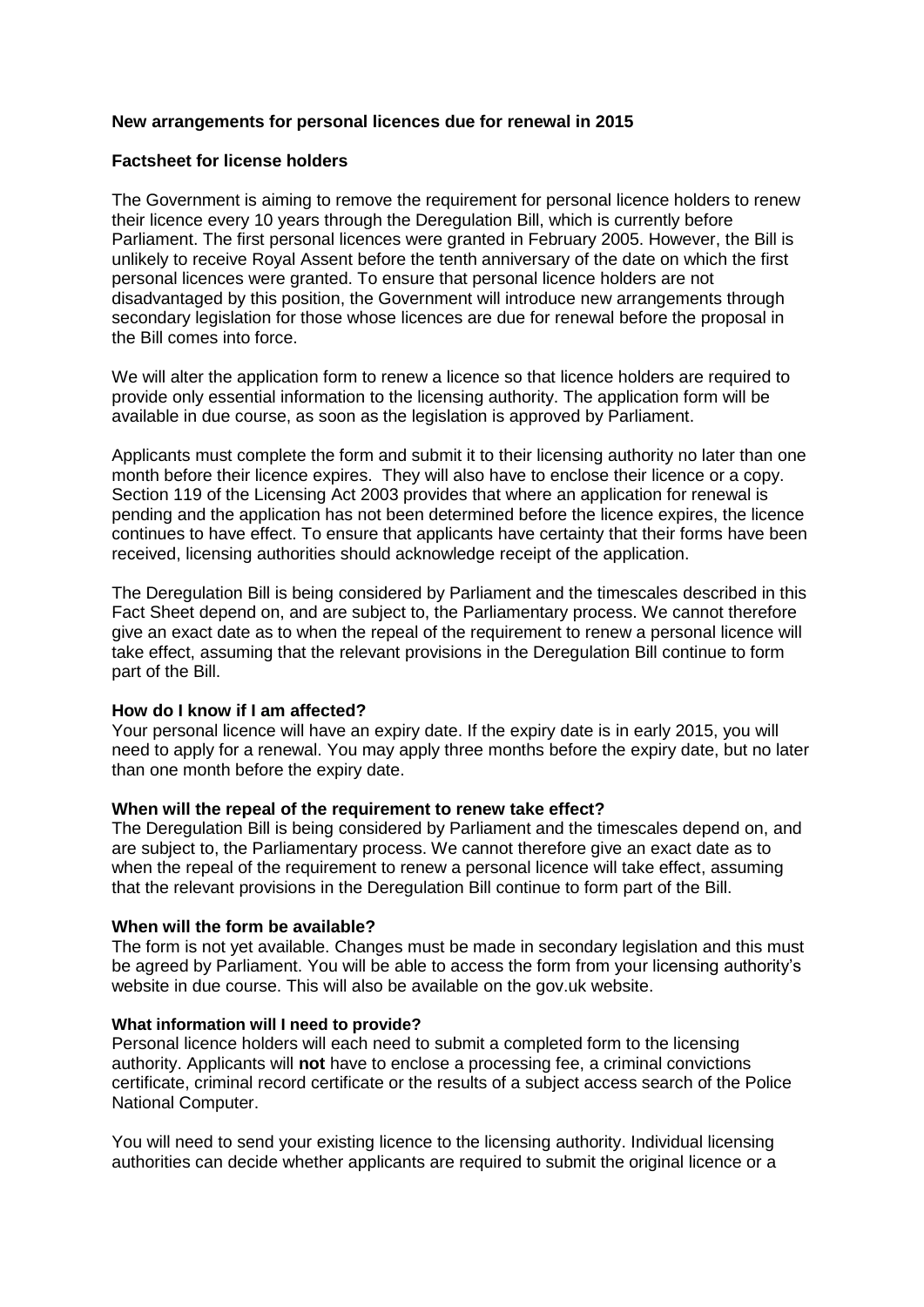**New arrangements for personal licences due for renewal in 2015**

**Factsheet for license holders**

The Government is aiming to remove the requirement for personal licence holders to renew their licence every 10 years through the Deregulation Bill, which is currently before Parliament. The first personal licences were granted in February 2005. However, the Bill is unlikely to receive Royal Assent before the tenth anniversary of the date on which the first personal licences were granted. To ensure that personal licence holders are not disadvantaged by this position, the Government will introduce new arrangements through secondary legislation for those whose licences are due for renewal before the proposal in the Bill comes into force.

We will alter the application form to renew a licence so that licence holders are required to provide only essential information to the licensing authority. The application form will be available in due course, as soon as the legislation is approved by Parliament.

Applicants must complete the form and submit it to their licensing authority no later than one month before their licence expires. They will also have to enclose their licence or a copy. Section 119 of the Licensing Act 2003 provides that where an application for renewal is pending and the application has not been determined before the licence expires, the licence continues to have effect. To ensure that applicants have certainty that their forms have been received, licensing authorities should acknowledge receipt of the application.

The Deregulation Bill is being considered by Parliament and the timescales described in this Fact Sheet depend on, and are subject to, the Parliamentary process. We cannot therefore give an exact date as to when the repeal of the requirement to renew a personal licence will take effect, assuming that the relevant provisions in the Deregulation Bill continue to form part of the Bill.

**How do I know if I am affected?**

Your personal licence will have an expiry date. If the expiry date is in early 2015, you will need to apply for a renewal. You may apply three months before the expiry date, but no later than one month before the expiry date.

**When will the repeal of the requirement to renew take effect?**

The Deregulation Bill is being considered by Parliament and the timescales depend on, and are subject to, the Parliamentary process. We cannot therefore give an exact date as to when the repeal of the requirement to renew a personal licence will take effect, assuming that the relevant provisions in the Deregulation Bill continue to form part of the Bill.

**When will the form be available?**

The form is not yet available. Changes must be made in secondary legislation and this must be agreed by Parliament. You will be able to access the form from your licensing authority's website in due course. This will also be available on the gov.uk website.

**What information will I need to provide?**

Personal licence holders will each need to submit a completed form to the licensing authority. Applicants will **not** have to enclose a processing fee, a criminal convictions certificate, criminal record certificate or the results of a subject access search of the Police National Computer.

You will need to send your existing licence to the licensing authority. Individual licensing authorities can decide whether applicants are required to submit the original licence or a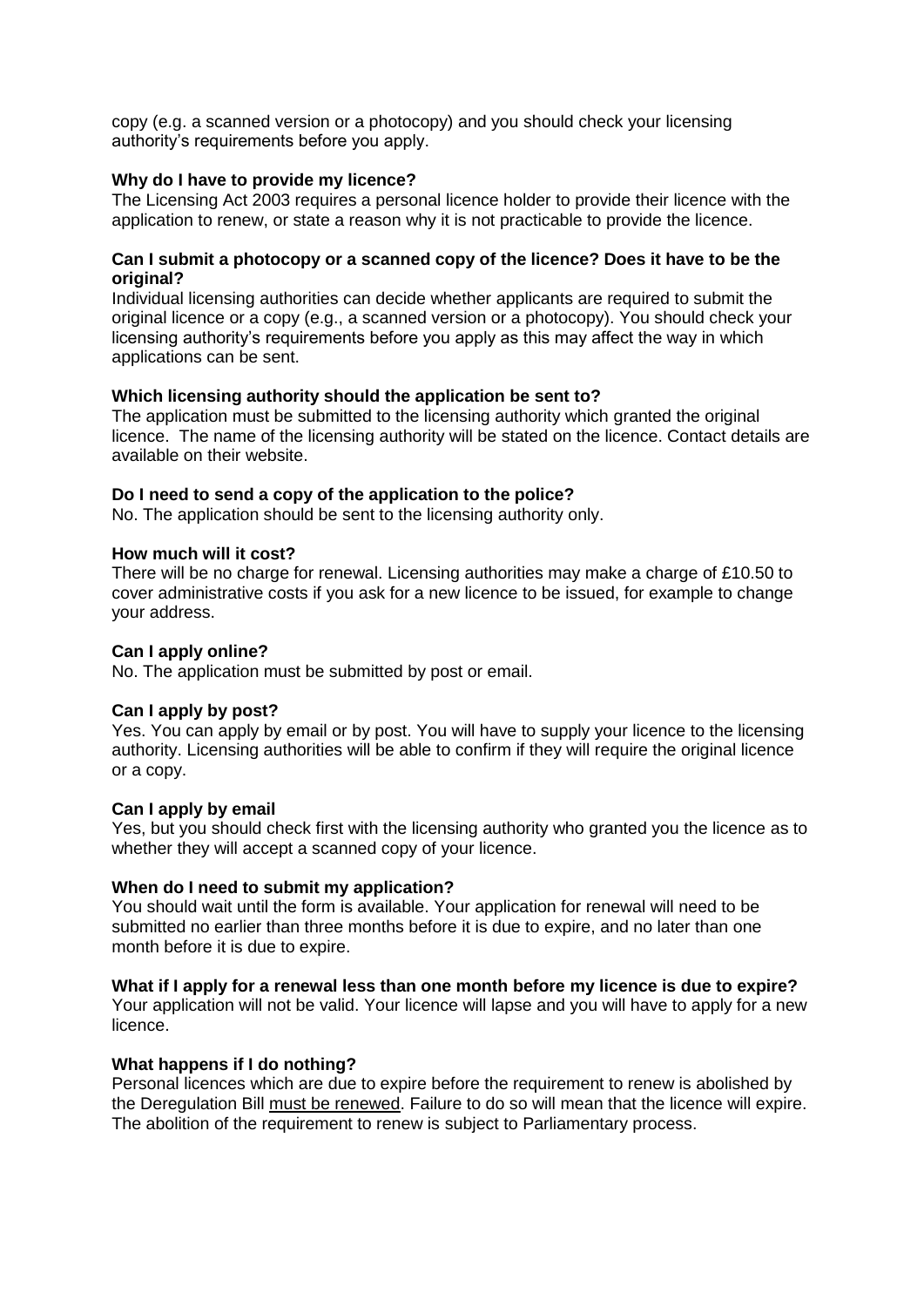copy (e.g. a scanned version or a photocopy) and you should check your licensing authority's requirements before you apply.

**Why do I have to provide my licence?**

The Licensing Act 2003 requires a personal licence holder to provide their licence with the application to renew, or state a reason why it is not practicable to provide the licence.

**Can I submit a photocopy or a scanned copy of the licence? Does it have to be the original?**

Individual licensing authorities can decide whether applicants are required to submit the original licence or a copy (e.g., a scanned version or a photocopy). You should check your licensing authority's requirements before you apply as this may affect the way in which applications can be sent.

**Which licensing authority should the application be sent to?**

The application must be submitted to the licensing authority which granted the original licence. The name of the licensing authority will be stated on the licence. Contact details are available on their website.

**Do I need to send a copy of the application to the police?**

No. The application should be sent to the licensing authority only.

**How much will it cost?**

There will be no charge for renewal. Licensing authorities may make a charge of £10.50 to cover administrative costs if you ask for a new licence to be issued, for example to change your address.

**Can I apply online?**

No. The application must be submitted by post or email.

**Can I apply by post?**

Yes. You can apply by email or by post. You will have to supply your licence to the licensing authority. Licensing authorities will be able to confirm if they will require the original licence or a copy.

**Can I apply by email**

Yes, but you should check first with the licensing authority who granted you the licence as to whether they will accept a scanned copy of your licence.

**When do I need to submit my application?**

You should wait until the form is available. Your application for renewal will need to be submitted no earlier than three months before it is due to expire, and no later than one month before it is due to expire.

**What if I apply for a renewal less than one month before my licence is due to expire?**

Your application will not be valid. Your licence will lapse and you will have to apply for a new licence.

**What happens if I do nothing?**

Personal licences which are due to expire before the requirement to renew is abolished by the Deregulation Bill must be renewed. Failure to do so will mean that the licence will expire. The abolition of the requirement to renew is subject to Parliamentary process.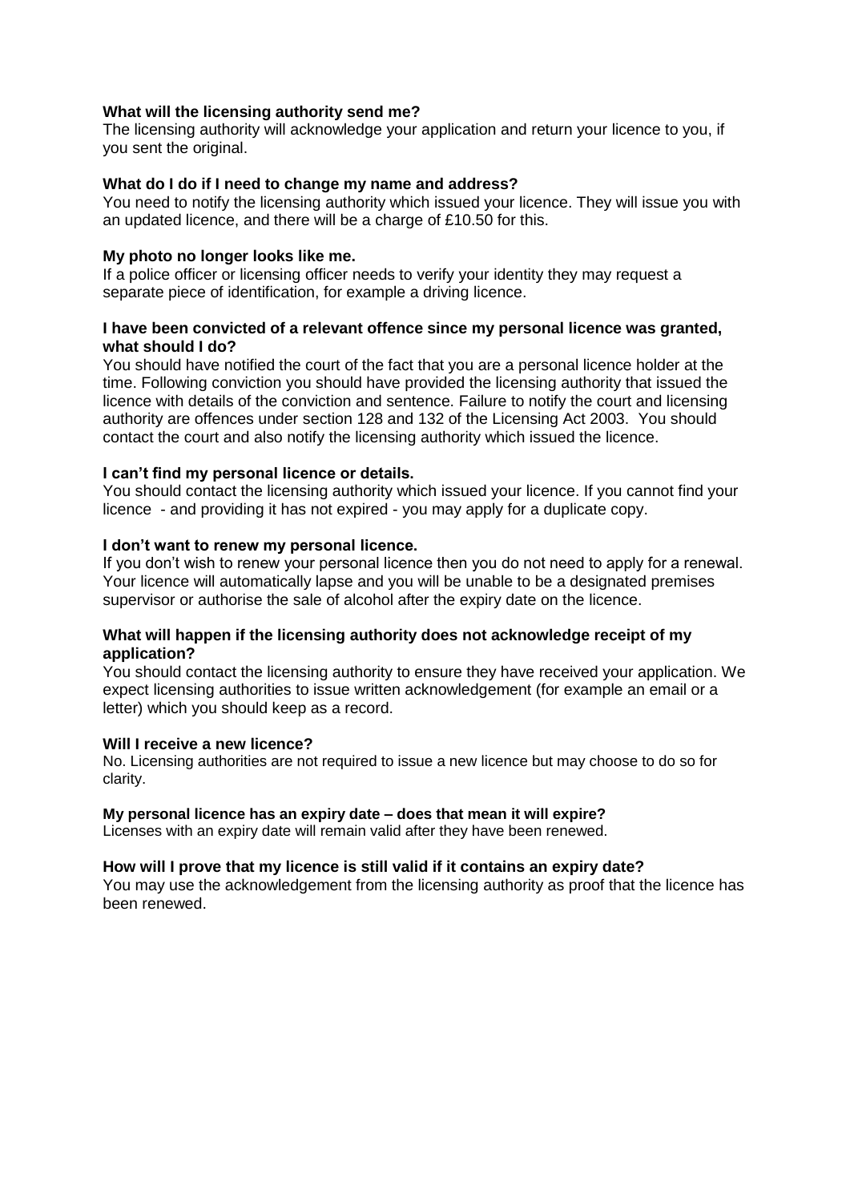**What will the licensing authority send me?**
The licensing authority will acknowledge your application and return your licence to you, if you sent the original.

**What do I do if I need to change my name and address?**
You need to notify the licensing authority which issued your licence. They will issue you with an updated licence, and there will be a charge of £10.50 for this.

**My photo no longer looks like me.**
If a police officer or licensing officer needs to verify your identity they may request a separate piece of identification, for example a driving licence.

**I have been convicted of a relevant offence since my personal licence was granted, what should I do?**
You should have notified the court of the fact that you are a personal licence holder at the time. Following conviction you should have provided the licensing authority that issued the licence with details of the conviction and sentence. Failure to notify the court and licensing authority are offences under section 128 and 132 of the Licensing Act 2003. You should contact the court and also notify the licensing authority which issued the licence.

**I can't find my personal licence or details.**
You should contact the licensing authority which issued your licence. If you cannot find your licence - and providing it has not expired - you may apply for a duplicate copy.

**I don't want to renew my personal licence.**
If you don't wish to renew your personal licence then you do not need to apply for a renewal. Your licence will automatically lapse and you will be unable to be a designated premises supervisor or authorise the sale of alcohol after the expiry date on the licence.

**What will happen if the licensing authority does not acknowledge receipt of my application?**
You should contact the licensing authority to ensure they have received your application. We expect licensing authorities to issue written acknowledgement (for example an email or a letter) which you should keep as a record.

**Will I receive a new licence?**
No. Licensing authorities are not required to issue a new licence but may choose to do so for clarity.

**My personal licence has an expiry date – does that mean it will expire?**
Licenses with an expiry date will remain valid after they have been renewed.

**How will I prove that my licence is still valid if it contains an expiry date?**
You may use the acknowledgement from the licensing authority as proof that the licence has been renewed.